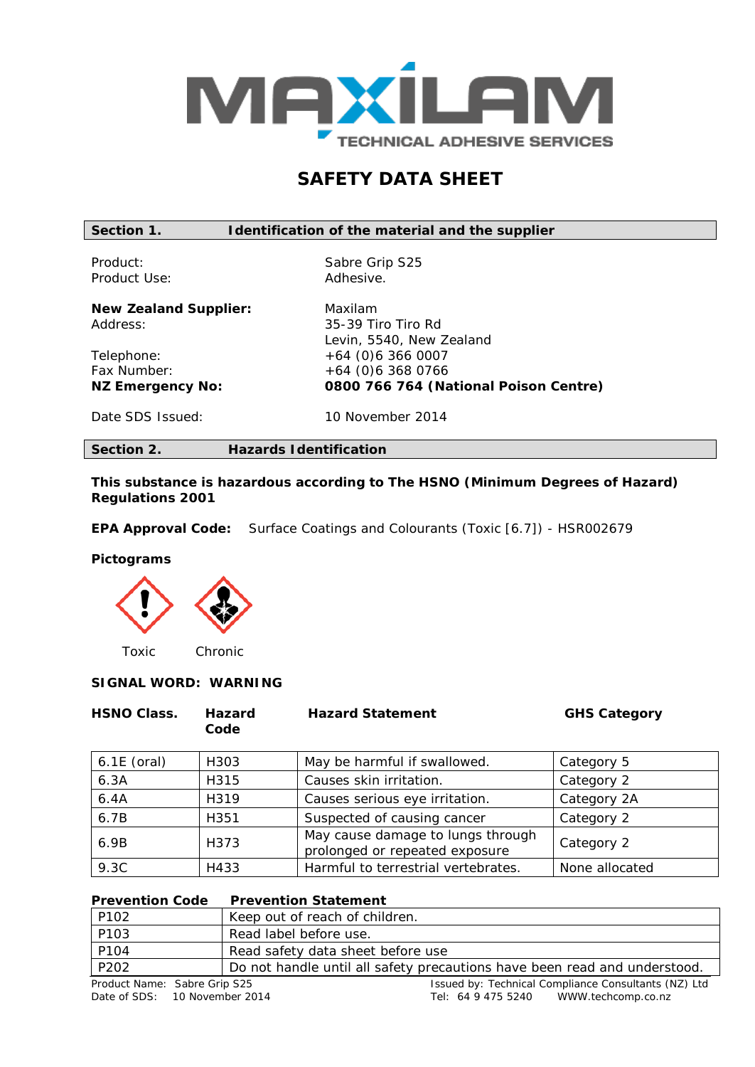MAXILAM
TECHNICAL ADHESIVE SERVICES

# SAFETY DATA SHEET

## Section 1. Identification of the material and the supplier

| | |
|---|---|
| Product: | Sabre Grip S25 |
| Product Use: | Adhesive. |
| **New Zealand Supplier:** | Maxilam |
| Address: | 35-39 Tiro Tiro Rd<br>Levin, 5540, New Zealand |
| Telephone: | +64 (0)6 366 0007 |
| Fax Number: | +64 (0)6 368 0766 |
| **NZ Emergency No:** | **0800 766 764 (National Poison Centre)** |
| Date SDS Issued: | 10 November 2014 |

## Section 2. Hazards Identification

**This substance is hazardous according to The HSNO (Minimum Degrees of Hazard) Regulations 2001**

**EPA Approval Code:** Surface Coatings and Colourants (Toxic [6.7]) - HSR002679

**Pictograms**

Toxic Chronic

**SIGNAL WORD: WARNING**

| HSNO Class. | Hazard Code | Hazard Statement | GHS Category |
|---|---|---|---|
| 6.1E (oral) | H303 | May be harmful if swallowed. | Category 5 |
| 6.3A | H315 | Causes skin irritation. | Category 2 |
| 6.4A | H319 | Causes serious eye irritation. | Category 2A |
| 6.7B | H351 | Suspected of causing cancer | Category 2 |
| 6.9B | H373 | May cause damage to lungs through prolonged or repeated exposure | Category 2 |
| 9.3C | H433 | Harmful to terrestrial vertebrates. | None allocated |

| Prevention Code | Prevention Statement |
|---|---|
| P102 | Keep out of reach of children. |
| P103 | Read label before use. |
| P104 | Read safety data sheet before use |
| P202 | Do not handle until all safety precautions have been read and understood. |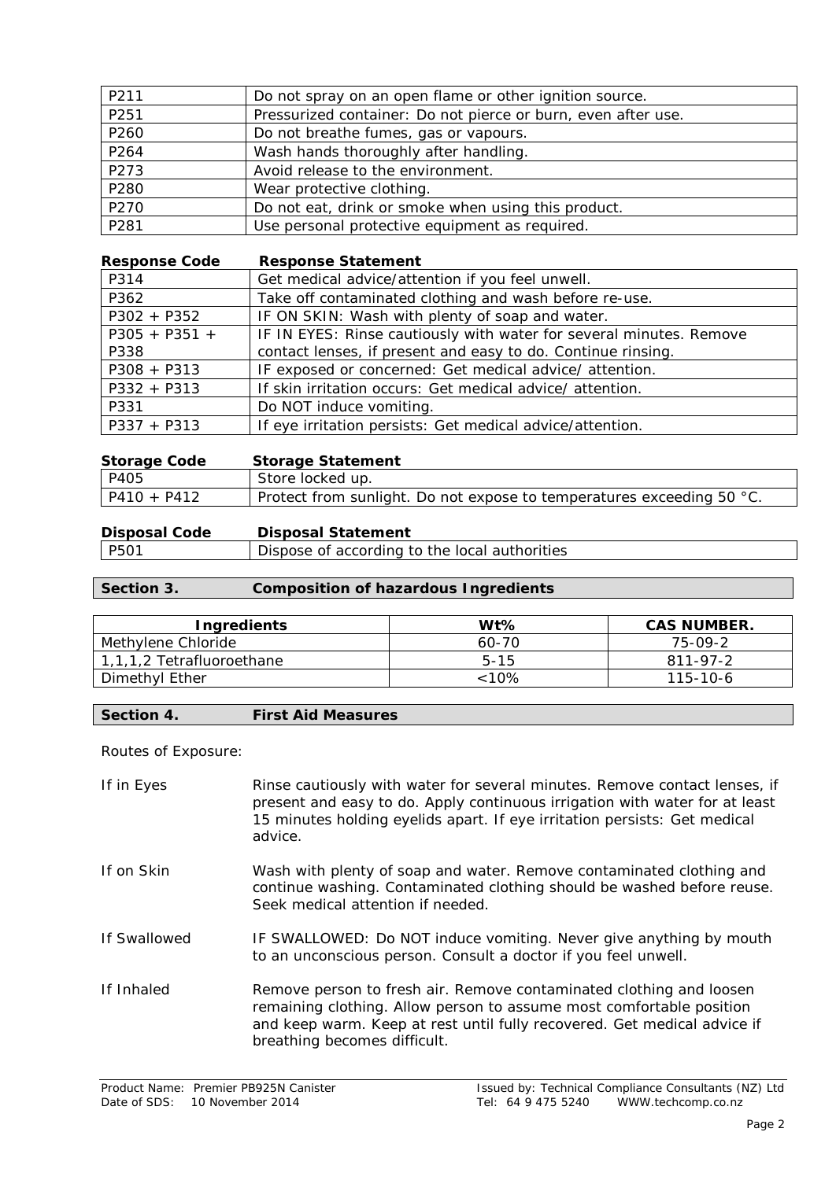| | |
|---|---|
| P211 | Do not spray on an open flame or other ignition source. |
| P251 | Pressurized container: Do not pierce or burn, even after use. |
| P260 | Do not breathe fumes, gas or vapours. |
| P264 | Wash hands thoroughly after handling. |
| P273 | Avoid release to the environment. |
| P280 | Wear protective clothing. |
| P270 | Do not eat, drink or smoke when using this product. |
| P281 | Use personal protective equipment as required. |

| **Response Code** | **Response Statement** |
|---|---|
| P314 | Get medical advice/attention if you feel unwell. |
| P362 | Take off contaminated clothing and wash before re-use. |
| P302 + P352 | IF ON SKIN: Wash with plenty of soap and water. |
| P305 + P351 + P338 | IF IN EYES: Rinse cautiously with water for several minutes. Remove contact lenses, if present and easy to do. Continue rinsing. |
| P308 + P313 | IF exposed or concerned: Get medical advice/ attention. |
| P332 + P313 | If skin irritation occurs: Get medical advice/ attention. |
| P331 | Do NOT induce vomiting. |
| P337 + P313 | If eye irritation persists: Get medical advice/attention. |

| **Storage Code** | **Storage Statement** |
|---|---|
| P405 | Store locked up. |
| P410 + P412 | Protect from sunlight. Do not expose to temperatures exceeding 50 °C. |

| **Disposal Code** | **Disposal Statement** |
|---|---|
| P501 | Dispose of according to the local authorities |

## Section 3. Composition of hazardous Ingredients

| Ingredients | Wt% | CAS NUMBER. |
|---|---|---|
| Methylene Chloride | 60-70 | 75-09-2 |
| 1,1,1,2 Tetrafluoroethane | 5-15 | 811-97-2 |
| Dimethyl Ether | <10% | 115-10-6 |

## Section 4. First Aid Measures

Routes of Exposure:

**If in Eyes**
Rinse cautiously with water for several minutes. Remove contact lenses, if present and easy to do. Apply continuous irrigation with water for at least 15 minutes holding eyelids apart. If eye irritation persists: Get medical advice.

**If on Skin**
Wash with plenty of soap and water. Remove contaminated clothing and continue washing. Contaminated clothing should be washed before reuse. Seek medical attention if needed.

**If Swallowed**
IF SWALLOWED: Do NOT induce vomiting. Never give anything by mouth to an unconscious person. Consult a doctor if you feel unwell.

**If Inhaled**
Remove person to fresh air. Remove contaminated clothing and loosen remaining clothing. Allow person to assume most comfortable position and keep warm. Keep at rest until fully recovered. Get medical advice if breathing becomes difficult.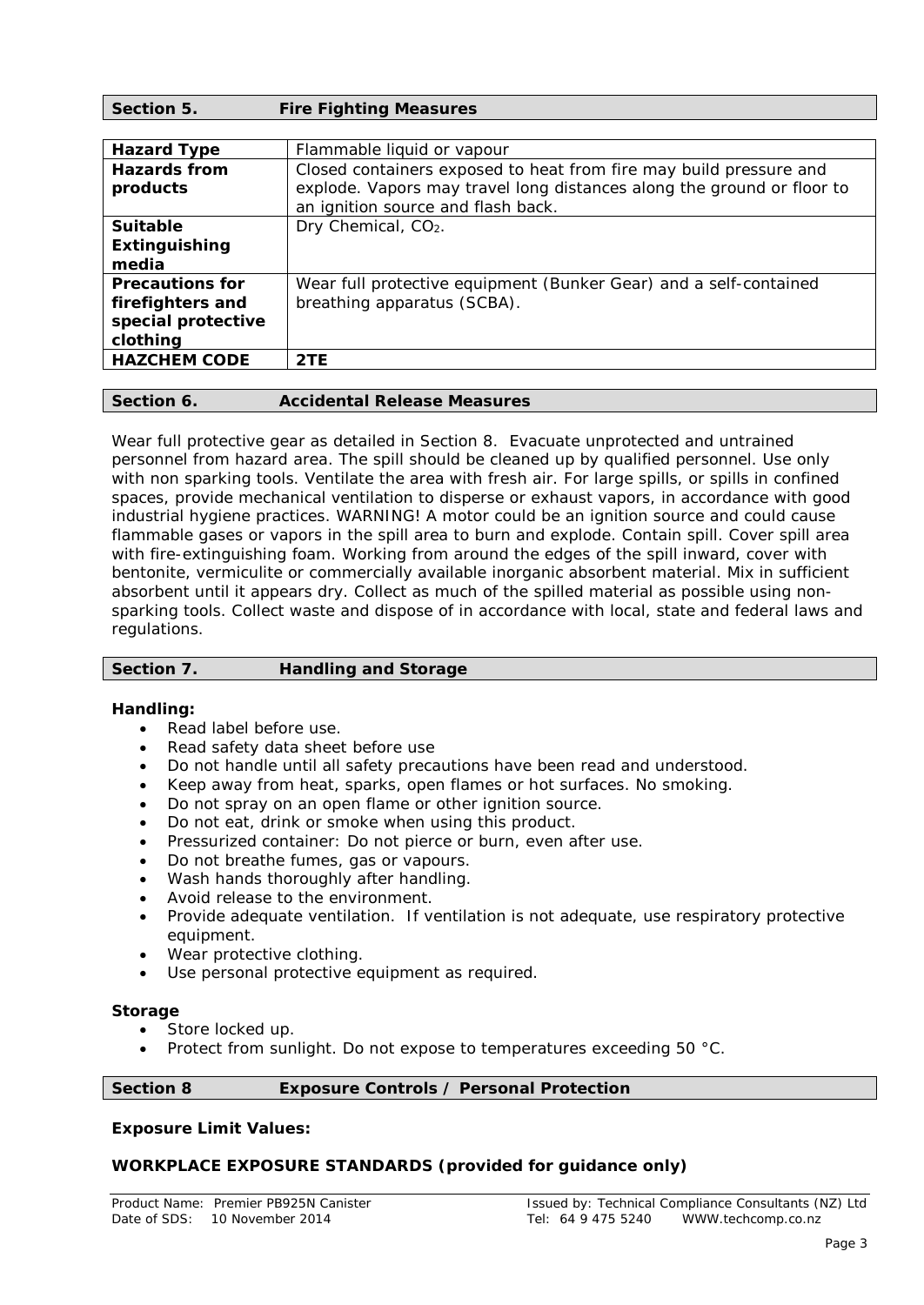## Section 5. Fire Fighting Measures

| | |
|---|---|
| **Hazard Type** | Flammable liquid or vapour |
| **Hazards from products** | Closed containers exposed to heat from fire may build pressure and explode. Vapors may travel long distances along the ground or floor to an ignition source and flash back. |
| **Suitable Extinguishing media** | Dry Chemical, $CO_2$. |
| **Precautions for firefighters and special protective clothing** | Wear full protective equipment (Bunker Gear) and a self-contained breathing apparatus (SCBA). |
| **HAZCHEM CODE** | **2TE** |

## Section 6. Accidental Release Measures

Wear full protective gear as detailed in Section 8. Evacuate unprotected and untrained personnel from hazard area. The spill should be cleaned up by qualified personnel. Use only with non sparking tools. Ventilate the area with fresh air. For large spills, or spills in confined spaces, provide mechanical ventilation to disperse or exhaust vapors, in accordance with good industrial hygiene practices. WARNING! A motor could be an ignition source and could cause flammable gases or vapors in the spill area to burn and explode. Contain spill. Cover spill area with fire-extinguishing foam. Working from around the edges of the spill inward, cover with bentonite, vermiculite or commercially available inorganic absorbent material. Mix in sufficient absorbent until it appears dry. Collect as much of the spilled material as possible using non-sparking tools. Collect waste and dispose of in accordance with local, state and federal laws and regulations.

## Section 7. Handling and Storage

**Handling:**

- Read label before use.
- Read safety data sheet before use
- Do not handle until all safety precautions have been read and understood.
- Keep away from heat, sparks, open flames or hot surfaces. No smoking.
- Do not spray on an open flame or other ignition source.
- Do not eat, drink or smoke when using this product.
- Pressurized container: Do not pierce or burn, even after use.
- Do not breathe fumes, gas or vapours.
- Wash hands thoroughly after handling.
- Avoid release to the environment.
- Provide adequate ventilation. If ventilation is not adequate, use respiratory protective equipment.
- Wear protective clothing.
- Use personal protective equipment as required.

**Storage**

- Store locked up.
- Protect from sunlight. Do not expose to temperatures exceeding 50 °C.

## Section 8 Exposure Controls / Personal Protection

**Exposure Limit Values:**

**WORKPLACE EXPOSURE STANDARDS (provided for guidance only)**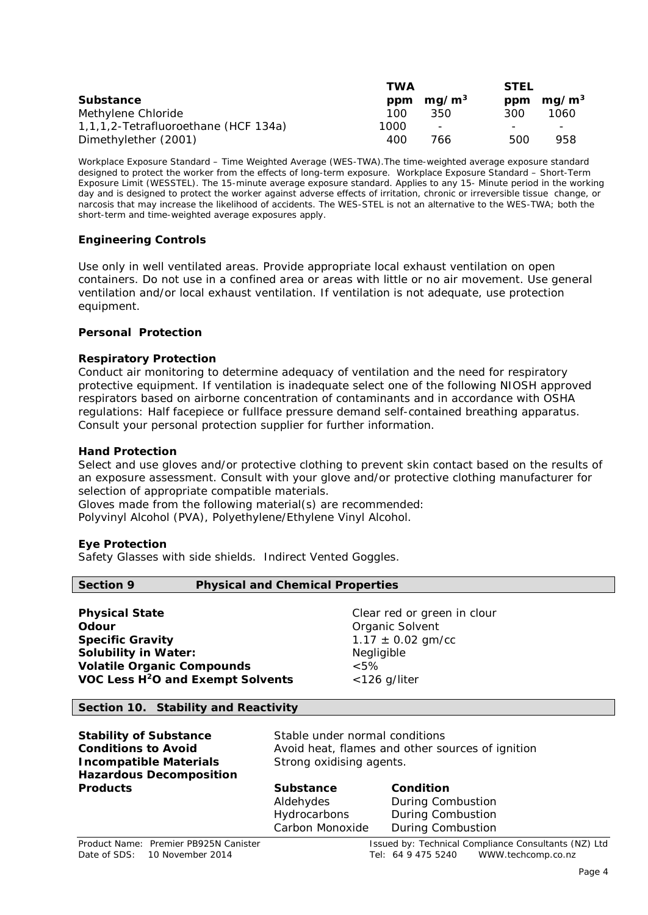| Substance | TWA | | STEL | |
|---|---|---|---|---|
| | ppm | $mg/m^3$ | ppm | $mg/m^3$ |
| Methylene Chloride | 100 | 350 | 300 | 1060 |
| 1,1,1,2-Tetrafluoroethane (HCF 134a) | 1000 | - | - | - |
| Dimethylether (2001) | 400 | 766 | 500 | 958 |

Workplace Exposure Standard – Time Weighted Average (WES-TWA).The time-weighted average exposure standard designed to protect the worker from the effects of long-term exposure. Workplace Exposure Standard – Short-Term Exposure Limit (WESSTEL). The 15-minute average exposure standard. Applies to any 15- Minute period in the working day and is designed to protect the worker against adverse effects of irritation, chronic or irreversible tissue change, or narcosis that may increase the likelihood of accidents. The WES-STEL is not an alternative to the WES-TWA; both the short-term and time-weighted average exposures apply.

### Engineering Controls

Use only in well ventilated areas. Provide appropriate local exhaust ventilation on open containers. Do not use in a confined area or areas with little or no air movement. Use general ventilation and/or local exhaust ventilation. If ventilation is not adequate, use protection equipment.

### Personal Protection

#### Respiratory Protection

Conduct air monitoring to determine adequacy of ventilation and the need for respiratory protective equipment. If ventilation is inadequate select one of the following NIOSH approved respirators based on airborne concentration of contaminants and in accordance with OSHA regulations: Half facepiece or fullface pressure demand self-contained breathing apparatus. Consult your personal protection supplier for further information.

#### Hand Protection

Select and use gloves and/or protective clothing to prevent skin contact based on the results of an exposure assessment. Consult with your glove and/or protective clothing manufacturer for selection of appropriate compatible materials.
Gloves made from the following material(s) are recommended:
Polyvinyl Alcohol (PVA), Polyethylene/Ethylene Vinyl Alcohol.

#### Eye Protection

Safety Glasses with side shields. Indirect Vented Goggles.

## Section 9 Physical and Chemical Properties

| | |
|---|---|
| **Physical State** | Clear red or green in clour |
| **Odour** | Organic Solvent |
| **Specific Gravity** | 1.17 ± 0.02 gm/cc |
| **Solubility in Water:** | Negligible |
| **Volatile Organic Compounds** | <5% |
| **VOC Less $H^2O$ and Exempt Solvents** | <126 g/liter |

## Section 10. Stability and Reactivity

| | | |
|---|---|---|
| **Stability of Substance** | Stable under normal conditions | |
| **Conditions to Avoid** | Avoid heat, flames and other sources of ignition | |
| **Incompatible Materials** | Strong oxidising agents. | |
| **Hazardous Decomposition Products** | **Substance** | **Condition** |
| | Aldehydes | During Combustion |
| | Hydrocarbons | During Combustion |
| | Carbon Monoxide | During Combustion |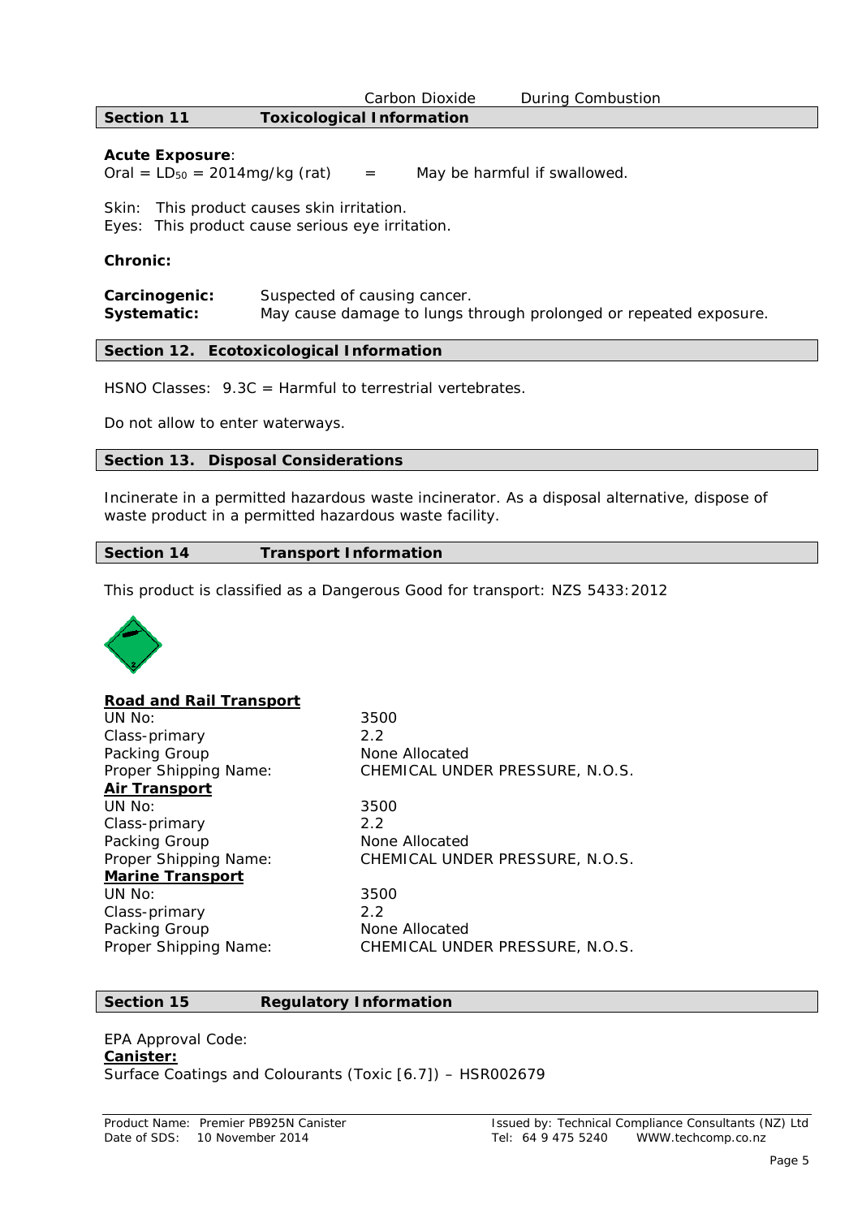| | Carbon Dioxide | During Combustion |
|---|---|---|

## Section 11 Toxicological Information

**Acute Exposure**:
Oral = $LD_{50}$ = 2014mg/kg (rat) = May be harmful if swallowed.

Skin: This product causes skin irritation.
Eyes: This product cause serious eye irritation.

**Chronic:**

**Carcinogenic:** Suspected of causing cancer.
**Systematic:** May cause damage to lungs through prolonged or repeated exposure.

## Section 12. Ecotoxicological Information

HSNO Classes: 9.3C = Harmful to terrestrial vertebrates.

Do not allow to enter waterways.

## Section 13. Disposal Considerations

Incinerate in a permitted hazardous waste incinerator. As a disposal alternative, dispose of waste product in a permitted hazardous waste facility.

## Section 14 Transport Information

This product is classified as a Dangerous Good for transport: NZS 5433:2012

**Road and Rail Transport**

| | |
|---|---|
| UN No: | 3500 |
| Class-primary | 2.2 |
| Packing Group | None Allocated |
| Proper Shipping Name: | CHEMICAL UNDER PRESSURE, N.O.S. |

**Air Transport**

| | |
|---|---|
| UN No: | 3500 |
| Class-primary | 2.2 |
| Packing Group | None Allocated |
| Proper Shipping Name: | CHEMICAL UNDER PRESSURE, N.O.S. |

**Marine Transport**

| | |
|---|---|
| UN No: | 3500 |
| Class-primary | 2.2 |
| Packing Group | None Allocated |
| Proper Shipping Name: | CHEMICAL UNDER PRESSURE, N.O.S. |

## Section 15 Regulatory Information

EPA Approval Code:
**Canister:**
Surface Coatings and Colourants (Toxic [6.7]) – HSR002679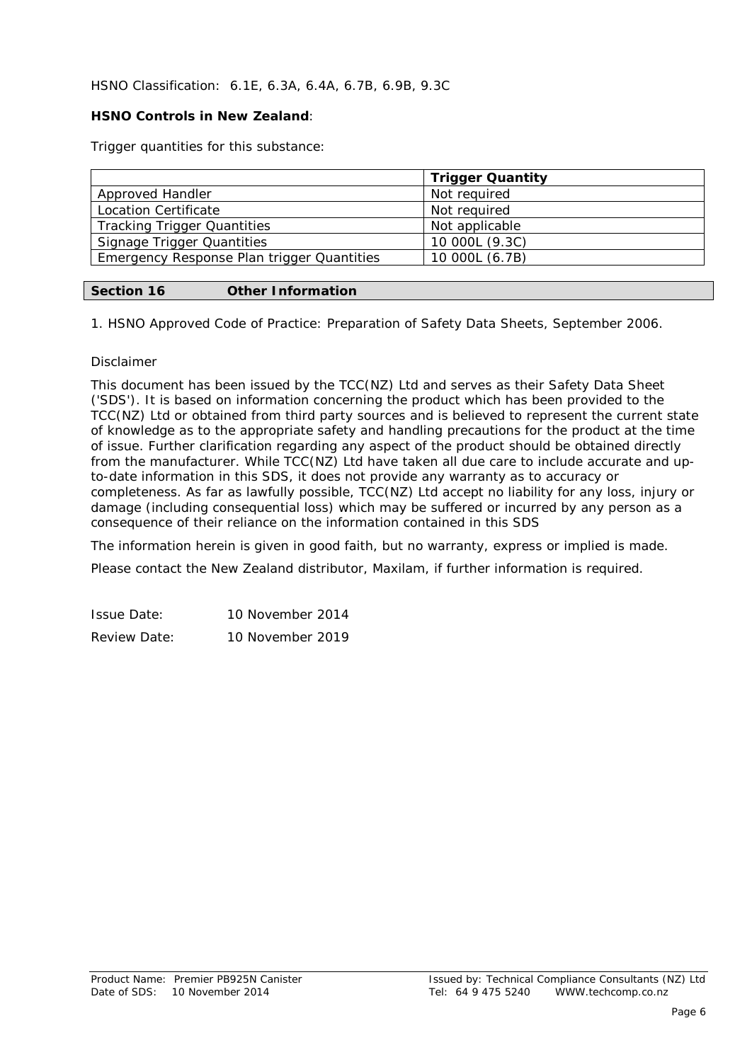HSNO Classification: 6.1E, 6.3A, 6.4A, 6.7B, 6.9B, 9.3C

**HSNO Controls in New Zealand**:

Trigger quantities for this substance:

| | Trigger Quantity |
|---|---|
| Approved Handler | Not required |
| Location Certificate | Not required |
| Tracking Trigger Quantities | Not applicable |
| Signage Trigger Quantities | 10 000L (9.3C) |
| Emergency Response Plan trigger Quantities | 10 000L (6.7B) |

## Section 16 Other Information

1. HSNO Approved Code of Practice: Preparation of Safety Data Sheets, September 2006.

Disclaimer

This document has been issued by the TCC(NZ) Ltd and serves as their Safety Data Sheet ('SDS'). It is based on information concerning the product which has been provided to the TCC(NZ) Ltd or obtained from third party sources and is believed to represent the current state of knowledge as to the appropriate safety and handling precautions for the product at the time of issue. Further clarification regarding any aspect of the product should be obtained directly from the manufacturer. While TCC(NZ) Ltd have taken all due care to include accurate and up-to-date information in this SDS, it does not provide any warranty as to accuracy or completeness. As far as lawfully possible, TCC(NZ) Ltd accept no liability for any loss, injury or damage (including consequential loss) which may be suffered or incurred by any person as a consequence of their reliance on the information contained in this SDS

The information herein is given in good faith, but no warranty, express or implied is made.

Please contact the New Zealand distributor, Maxilam, if further information is required.

Issue Date: 10 November 2014

Review Date: 10 November 2019